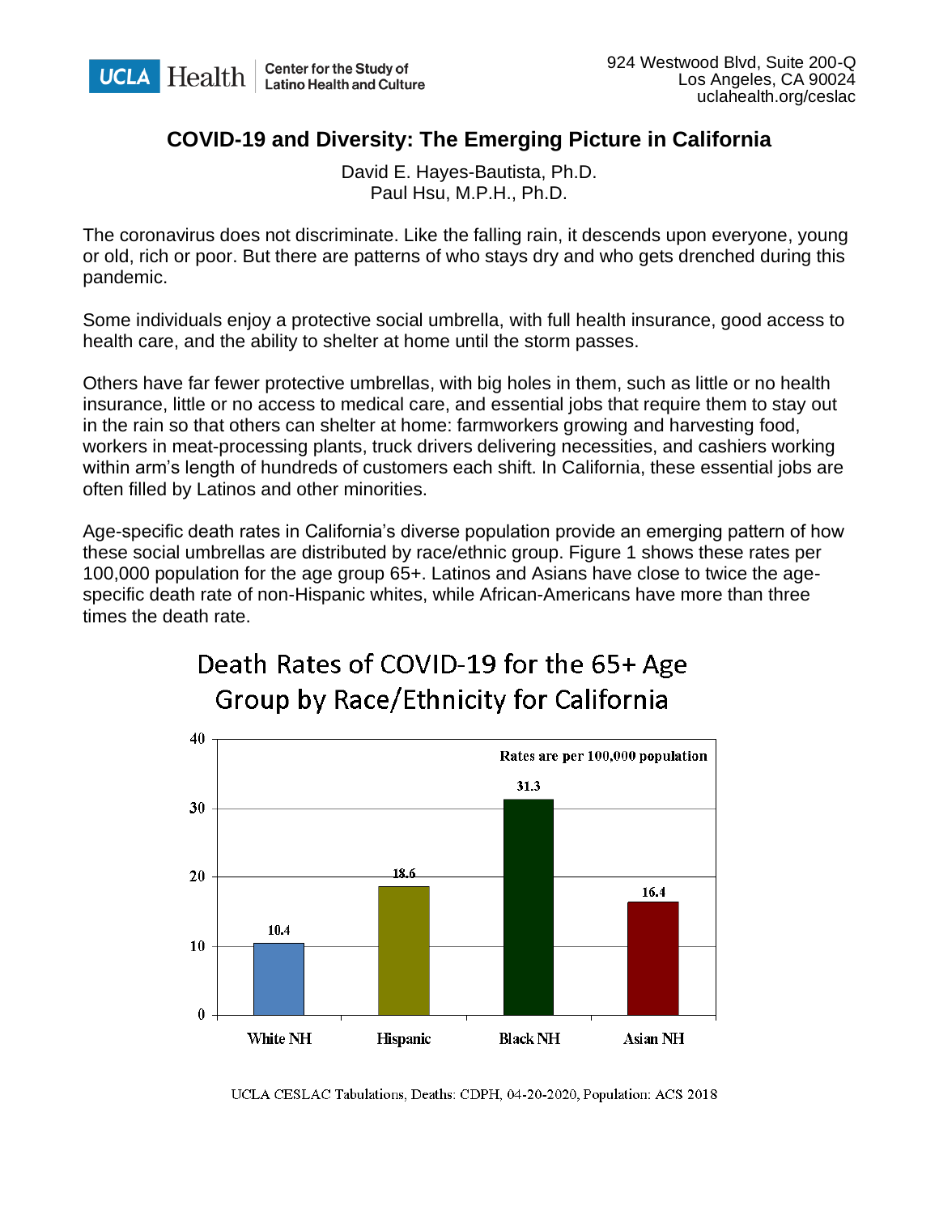UCLA Health | Center for the Study of Latino Health and Culture

924 Westwood Blvd, Suite 200-Q
Los Angeles, CA 90024
uclahealth.org/ceslac

# COVID-19 and Diversity: The Emerging Picture in California

David E. Hayes-Bautista, Ph.D.
Paul Hsu, M.P.H., Ph.D.

The coronavirus does not discriminate. Like the falling rain, it descends upon everyone, young or old, rich or poor. But there are patterns of who stays dry and who gets drenched during this pandemic.

Some individuals enjoy a protective social umbrella, with full health insurance, good access to health care, and the ability to shelter at home until the storm passes.

Others have far fewer protective umbrellas, with big holes in them, such as little or no health insurance, little or no access to medical care, and essential jobs that require them to stay out in the rain so that others can shelter at home: farmworkers growing and harvesting food, workers in meat-processing plants, truck drivers delivering necessities, and cashiers working within arm's length of hundreds of customers each shift. In California, these essential jobs are often filled by Latinos and other minorities.

Age-specific death rates in California's diverse population provide an emerging pattern of how these social umbrellas are distributed by race/ethnic group. Figure 1 shows these rates per 100,000 population for the age group 65+. Latinos and Asians have close to twice the age-specific death rate of non-Hispanic whites, while African-Americans have more than three times the death rate.

## Death Rates of COVID-19 for the 65+ Age Group by Race/Ethnicity for California

Rates are per 100,000 population

| Race/Ethnicity | Rate |
|---|---|
| White NH | 10.4 |
| Hispanic | 18.6 |
| Black NH | 31.3 |
| Asian NH | 16.4 |

UCLA CESLAC Tabulations, Deaths: CDPH, 04-20-2020, Population: ACS 2018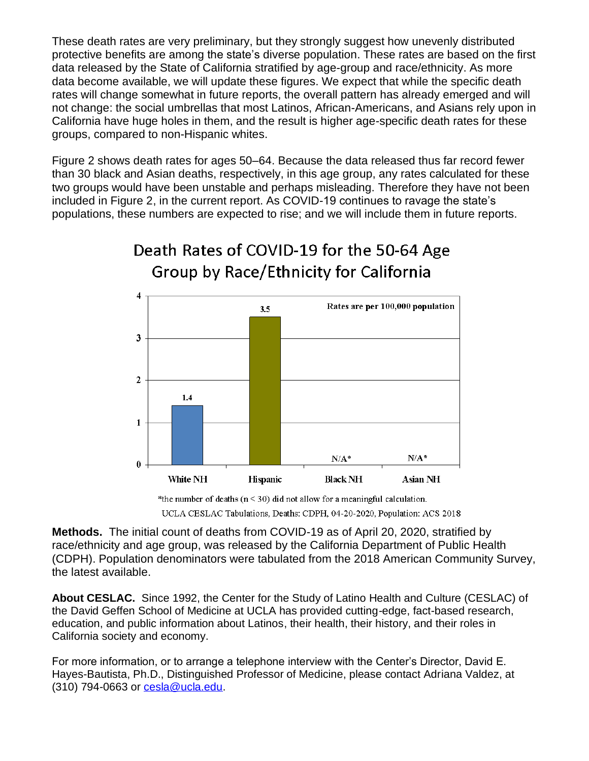These death rates are very preliminary, but they strongly suggest how unevenly distributed protective benefits are among the state's diverse population. These rates are based on the first data released by the State of California stratified by age-group and race/ethnicity. As more data become available, we will update these figures. We expect that while the specific death rates will change somewhat in future reports, the overall pattern has already emerged and will not change: the social umbrellas that most Latinos, African-Americans, and Asians rely upon in California have huge holes in them, and the result is higher age-specific death rates for these groups, compared to non-Hispanic whites.

Figure 2 shows death rates for ages 50–64. Because the data released thus far record fewer than 30 black and Asian deaths, respectively, in this age group, any rates calculated for these two groups would have been unstable and perhaps misleading. Therefore they have not been included in Figure 2, in the current report. As COVID-19 continues to ravage the state's populations, these numbers are expected to rise; and we will include them in future reports.

Death Rates of COVID-19 for the 50-64 Age Group by Race/Ethnicity for California

Rates are per 100,000 population

4
3
2
1
0

1.4
3.5
N/A*
N/A*

White NH
Hispanic
Black NH
Asian NH

*the number of deaths (n < 30) did not allow for a meaningful calculation.

UCLA CESLAC Tabulations, Deaths: CDPH, 04-20-2020, Population: ACS 2018

**Methods.** The initial count of deaths from COVID-19 as of April 20, 2020, stratified by race/ethnicity and age group, was released by the California Department of Public Health (CDPH). Population denominators were tabulated from the 2018 American Community Survey, the latest available.

**About CESLAC.** Since 1992, the Center for the Study of Latino Health and Culture (CESLAC) of the David Geffen School of Medicine at UCLA has provided cutting-edge, fact-based research, education, and public information about Latinos, their health, their history, and their roles in California society and economy.

For more information, or to arrange a telephone interview with the Center's Director, David E. Hayes-Bautista, Ph.D., Distinguished Professor of Medicine, please contact Adriana Valdez, at (310) 794-0663 or cesla@ucla.edu.